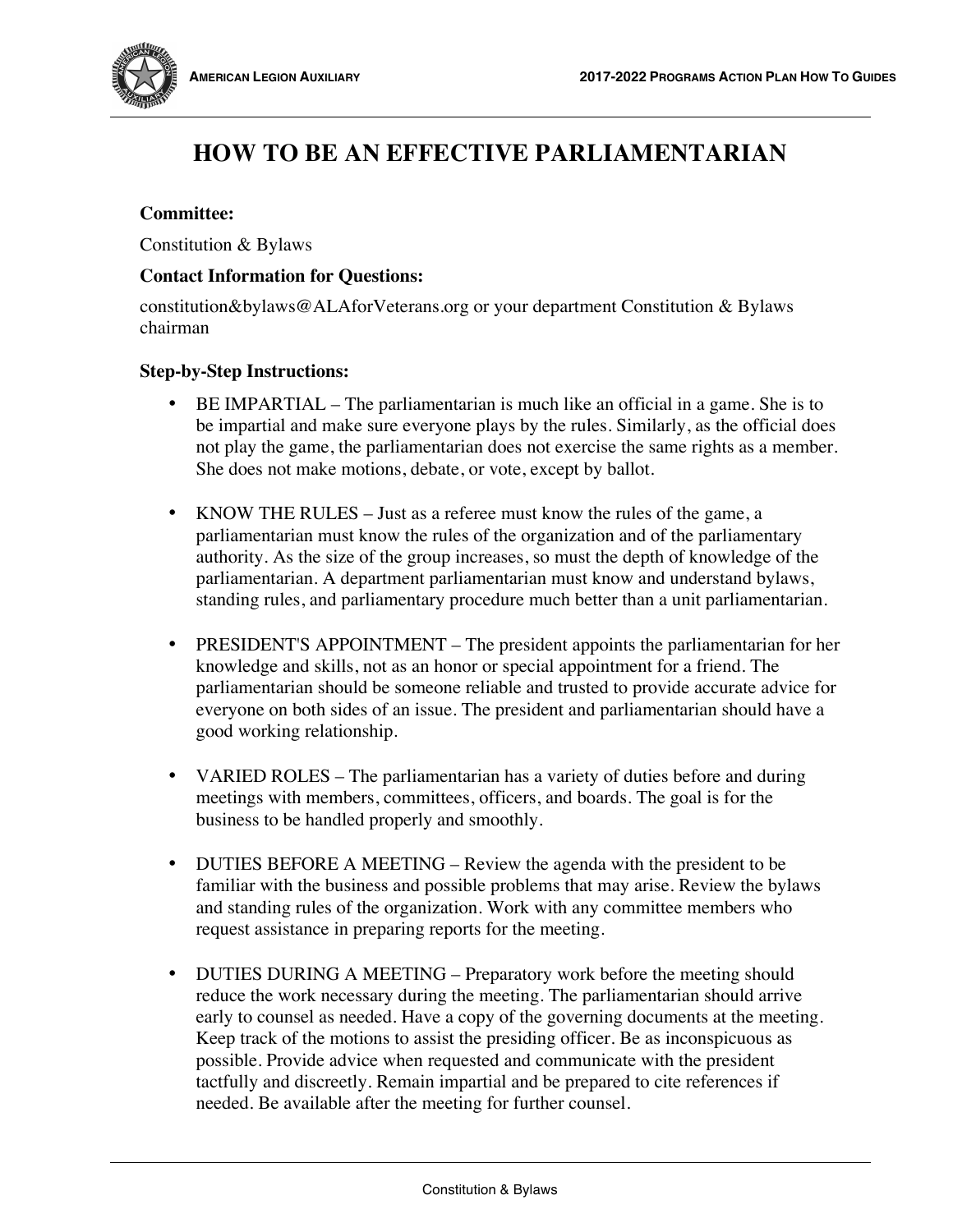# HOW TO BE AN EFFECTIVE PARLIAMENTARIAN

**Committee:**

Constitution & Bylaws

**Contact Information for Questions:**

constitution&bylaws@ALAforVeterans.org or your department Constitution & Bylaws chairman

**Step-by-Step Instructions:**

- BE IMPARTIAL – The parliamentarian is much like an official in a game. She is to be impartial and make sure everyone plays by the rules. Similarly, as the official does not play the game, the parliamentarian does not exercise the same rights as a member. She does not make motions, debate, or vote, except by ballot.

- KNOW THE RULES – Just as a referee must know the rules of the game, a parliamentarian must know the rules of the organization and of the parliamentary authority. As the size of the group increases, so must the depth of knowledge of the parliamentarian. A department parliamentarian must know and understand bylaws, standing rules, and parliamentary procedure much better than a unit parliamentarian.

- PRESIDENT'S APPOINTMENT – The president appoints the parliamentarian for her knowledge and skills, not as an honor or special appointment for a friend. The parliamentarian should be someone reliable and trusted to provide accurate advice for everyone on both sides of an issue. The president and parliamentarian should have a good working relationship.

- VARIED ROLES – The parliamentarian has a variety of duties before and during meetings with members, committees, officers, and boards. The goal is for the business to be handled properly and smoothly.

- DUTIES BEFORE A MEETING – Review the agenda with the president to be familiar with the business and possible problems that may arise. Review the bylaws and standing rules of the organization. Work with any committee members who request assistance in preparing reports for the meeting.

- DUTIES DURING A MEETING – Preparatory work before the meeting should reduce the work necessary during the meeting. The parliamentarian should arrive early to counsel as needed. Have a copy of the governing documents at the meeting. Keep track of the motions to assist the presiding officer. Be as inconspicuous as possible. Provide advice when requested and communicate with the president tactfully and discreetly. Remain impartial and be prepared to cite references if needed. Be available after the meeting for further counsel.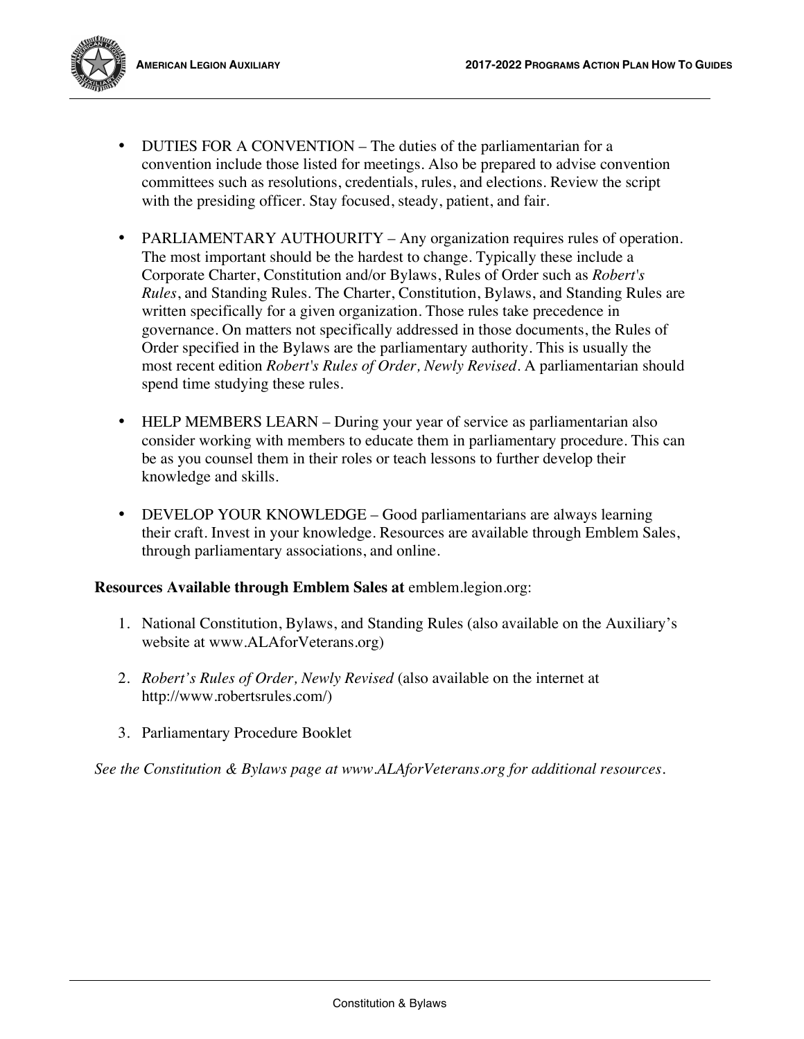- DUTIES FOR A CONVENTION – The duties of the parliamentarian for a convention include those listed for meetings. Also be prepared to advise convention committees such as resolutions, credentials, rules, and elections. Review the script with the presiding officer. Stay focused, steady, patient, and fair.

- PARLIAMENTARY AUTHOURITY – Any organization requires rules of operation. The most important should be the hardest to change. Typically these include a Corporate Charter, Constitution and/or Bylaws, Rules of Order such as *Robert's Rules*, and Standing Rules. The Charter, Constitution, Bylaws, and Standing Rules are written specifically for a given organization. Those rules take precedence in governance. On matters not specifically addressed in those documents, the Rules of Order specified in the Bylaws are the parliamentary authority. This is usually the most recent edition *Robert's Rules of Order, Newly Revised*. A parliamentarian should spend time studying these rules.

- HELP MEMBERS LEARN – During your year of service as parliamentarian also consider working with members to educate them in parliamentary procedure. This can be as you counsel them in their roles or teach lessons to further develop their knowledge and skills.

- DEVELOP YOUR KNOWLEDGE – Good parliamentarians are always learning their craft. Invest in your knowledge. Resources are available through Emblem Sales, through parliamentary associations, and online.

**Resources Available through Emblem Sales at** emblem.legion.org:

1. National Constitution, Bylaws, and Standing Rules (also available on the Auxiliary's website at www.ALAforVeterans.org)

2. *Robert's Rules of Order, Newly Revised* (also available on the internet at http://www.robertsrules.com/)

3. Parliamentary Procedure Booklet

*See the Constitution & Bylaws page at www.ALAforVeterans.org for additional resources.*